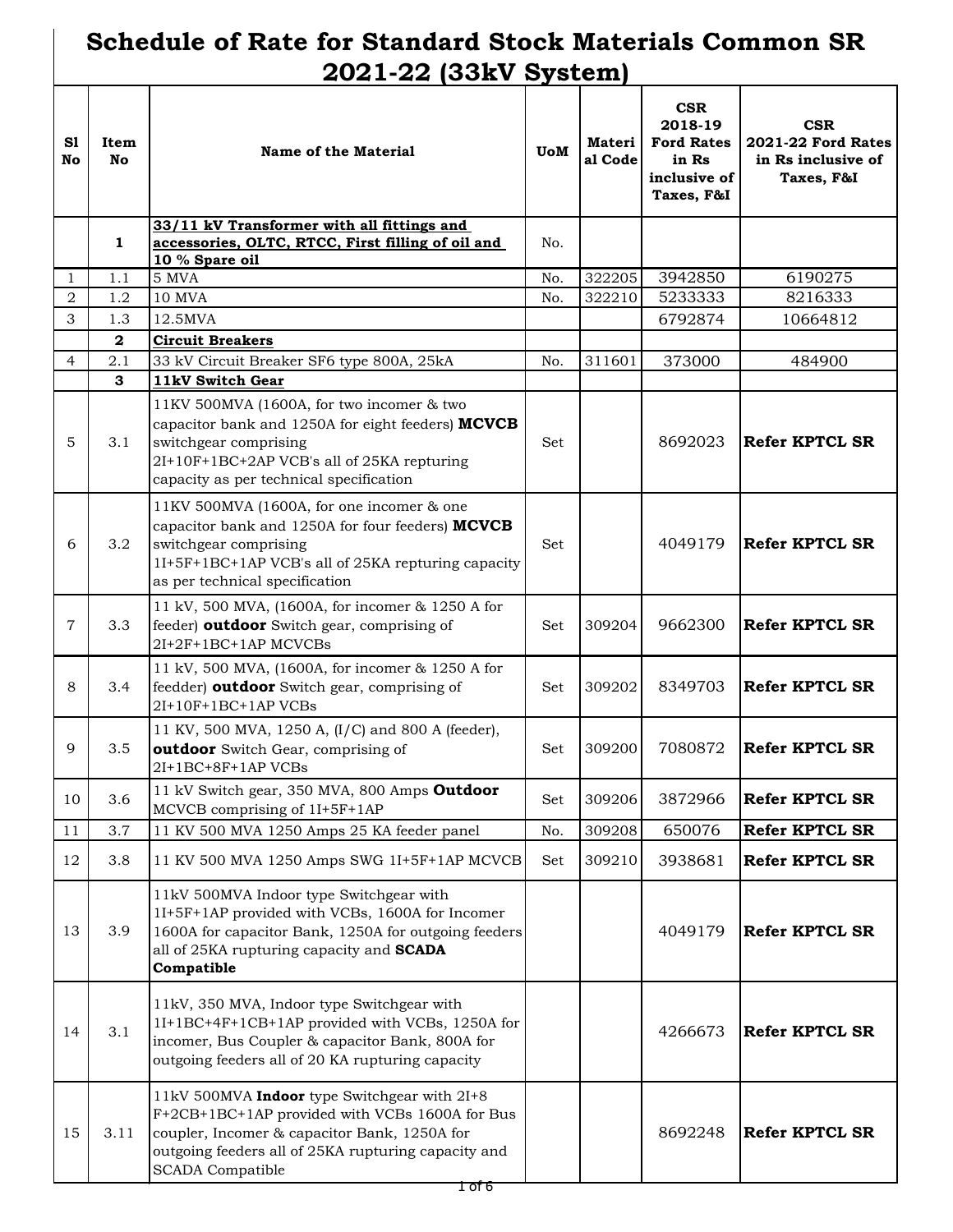# Schedule of Rate for Standard Stock Materials Common SR 2021-22 (33kV System)

| Sl No | Item No | Name of the Material | UoM | Material Code | CSR 2018-19 Ford Rates in Rs inclusive of Taxes, F&I | CSR 2021-22 Ford Rates in Rs inclusive of Taxes, F&I |
|---|---|---|---|---|---|---|
| | **1** | **33/11 kV Transformer with all fittings and accessories, OLTC, RTCC, First filling of oil and 10 % Spare oil** | No. | | | |
| 1 | 1.1 | 5 MVA | No. | 322205 | 3942850 | 6190275 |
| 2 | 1.2 | 10 MVA | No. | 322210 | 5233333 | 8216333 |
| 3 | 1.3 | 12.5MVA | | | 6792874 | 10664812 |
| | **2** | **Circuit Breakers** | | | | |
| 4 | 2.1 | 33 kV Circuit Breaker SF6 type 800A, 25kA | No. | 311601 | 373000 | 484900 |
| | **3** | **11kV Switch Gear** | | | | |
| 5 | 3.1 | 11KV 500MVA (1600A, for two incomer & two capacitor bank and 1250A for eight feeders) **MCVCB** switchgear comprising 2I+10F+1BC+2AP VCB's all of 25KA repturing capacity as per technical specification | Set | | 8692023 | **Refer KPTCL SR** |
| 6 | 3.2 | 11KV 500MVA (1600A, for one incomer & one capacitor bank and 1250A for four feeders) **MCVCB** switchgear comprising 1I+5F+1BC+1AP VCB's all of 25KA repturing capacity as per technical specification | Set | | 4049179 | **Refer KPTCL SR** |
| 7 | 3.3 | 11 kV, 500 MVA, (1600A, for incomer & 1250 A for feeder) **outdoor** Switch gear, comprising of 2I+2F+1BC+1AP MCVCBs | Set | 309204 | 9662300 | **Refer KPTCL SR** |
| 8 | 3.4 | 11 kV, 500 MVA, (1600A, for incomer & 1250 A for feedder) **outdoor** Switch gear, comprising of 2I+10F+1BC+1AP VCBs | Set | 309202 | 8349703 | **Refer KPTCL SR** |
| 9 | 3.5 | 11 KV, 500 MVA, 1250 A, (I/C) and 800 A (feeder), **outdoor** Switch Gear, comprising of 2I+1BC+8F+1AP VCBs | Set | 309200 | 7080872 | **Refer KPTCL SR** |
| 10 | 3.6 | 11 kV Switch gear, 350 MVA, 800 Amps **Outdoor** MCVCB comprising of 1I+5F+1AP | Set | 309206 | 3872966 | **Refer KPTCL SR** |
| 11 | 3.7 | 11 KV 500 MVA 1250 Amps 25 KA feeder panel | No. | 309208 | 650076 | **Refer KPTCL SR** |
| 12 | 3.8 | 11 KV 500 MVA 1250 Amps SWG 1I+5F+1AP MCVCB | Set | 309210 | 3938681 | **Refer KPTCL SR** |
| 13 | 3.9 | 11kV 500MVA Indoor type Switchgear with 1I+5F+1AP provided with VCBs, 1600A for Incomer 1600A for capacitor Bank, 1250A for outgoing feeders all of 25KA rupturing capacity and **SCADA Compatible** | | | 4049179 | **Refer KPTCL SR** |
| 14 | 3.1 | 11kV, 350 MVA, Indoor type Switchgear with 1I+1BC+4F+1CB+1AP provided with VCBs, 1250A for incomer, Bus Coupler & capacitor Bank, 800A for outgoing feeders all of 20 KA rupturing capacity | | | 4266673 | **Refer KPTCL SR** |
| 15 | 3.11 | 11kV 500MVA **Indoor** type Switchgear with 2I+8 F+2CB+1BC+1AP provided with VCBs 1600A for Bus coupler, Incomer & capacitor Bank, 1250A for outgoing feeders all of 25KA rupturing capacity and SCADA Compatible | | | 8692248 | **Refer KPTCL SR** |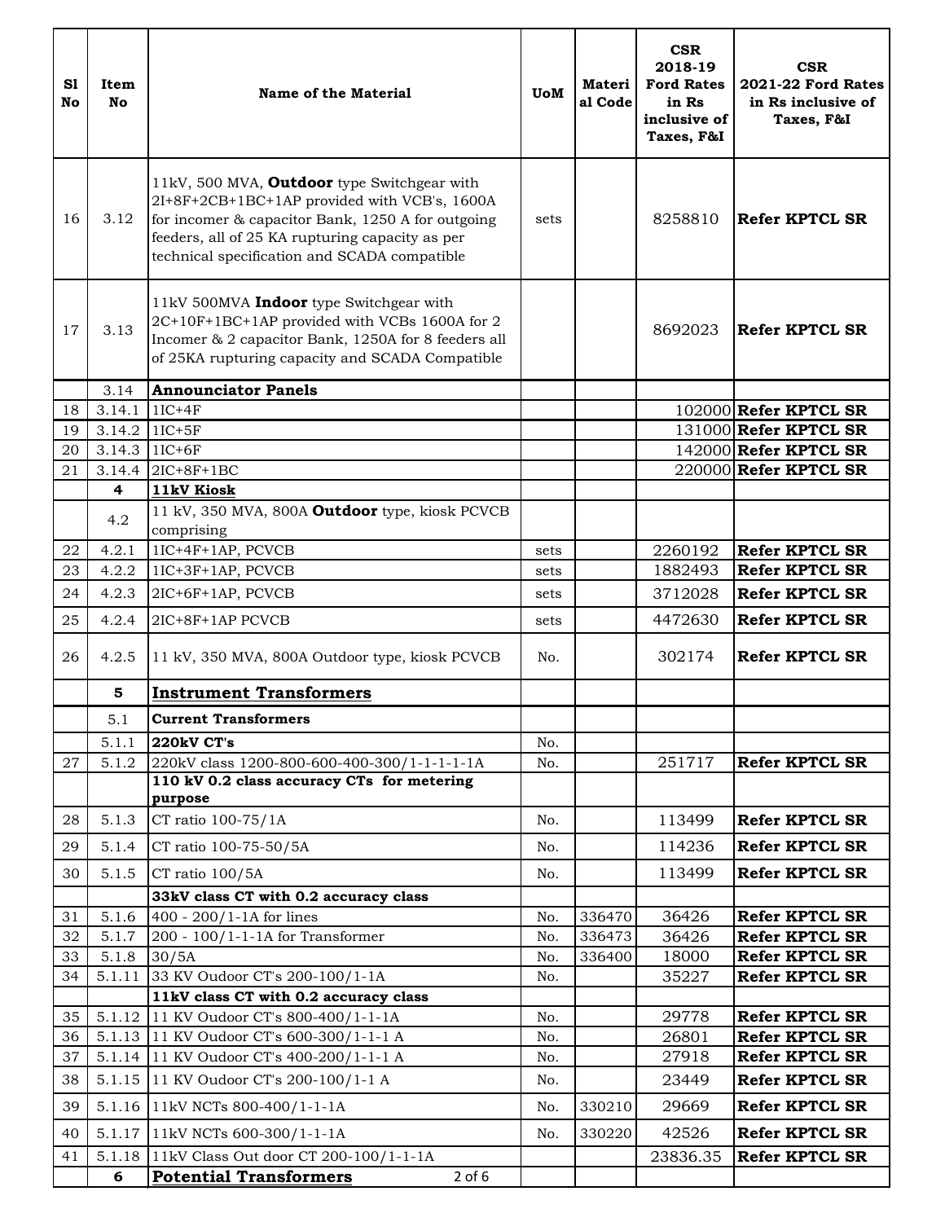| Sl No | Item No | Name of the Material | UoM | Material Code | CSR 2018-19 Ford Rates in Rs inclusive of Taxes, F&I | CSR 2021-22 Ford Rates in Rs inclusive of Taxes, F&I |
|---|---|---|---|---|---|---|
| 16 | 3.12 | 11kV, 500 MVA, **Outdoor** type Switchgear with 2I+8F+2CB+1BC+1AP provided with VCB's, 1600A for incomer & capacitor Bank, 1250 A for outgoing feeders, all of 25 KA rupturing capacity as per technical specification and SCADA compatible | sets | | 8258810 | **Refer KPTCL SR** |
| 17 | 3.13 | 11kV 500MVA **Indoor** type Switchgear with 2C+10F+1BC+1AP provided with VCBs 1600A for 2 Incomer & 2 capacitor Bank, 1250A for 8 feeders all of 25KA rupturing capacity and SCADA Compatible | | | 8692023 | **Refer KPTCL SR** |
| | 3.14 | **Announciator Panels** | | | | |
| 18 | 3.14.1 | 1IC+4F | | | 102000 | **Refer KPTCL SR** |
| 19 | 3.14.2 | 1IC+5F | | | 131000 | **Refer KPTCL SR** |
| 20 | 3.14.3 | 1IC+6F | | | 142000 | **Refer KPTCL SR** |
| 21 | 3.14.4 | 2IC+8F+1BC | | | 220000 | **Refer KPTCL SR** |
| | **4** | **11kV Kiosk** | | | | |
| | 4.2 | 11 kV, 350 MVA, 800A **Outdoor** type, kiosk PCVCB comprising | | | | |
| 22 | 4.2.1 | 1IC+4F+1AP, PCVCB | sets | | 2260192 | **Refer KPTCL SR** |
| 23 | 4.2.2 | 1IC+3F+1AP, PCVCB | sets | | 1882493 | **Refer KPTCL SR** |
| 24 | 4.2.3 | 2IC+6F+1AP, PCVCB | sets | | 3712028 | **Refer KPTCL SR** |
| 25 | 4.2.4 | 2IC+8F+1AP PCVCB | sets | | 4472630 | **Refer KPTCL SR** |
| 26 | 4.2.5 | 11 kV, 350 MVA, 800A Outdoor type, kiosk PCVCB | No. | | 302174 | **Refer KPTCL SR** |
| | **5** | **Instrument Transformers** | | | | |
| | 5.1 | **Current Transformers** | | | | |
| | 5.1.1 | **220kV CT's** | No. | | | |
| 27 | 5.1.2 | 220kV class 1200-800-600-400-300/1-1-1-1-1A | No. | | 251717 | **Refer KPTCL SR** |
| | | **110 kV 0.2 class accuracy CTs for metering purpose** | | | | |
| 28 | 5.1.3 | CT ratio 100-75/1A | No. | | 113499 | **Refer KPTCL SR** |
| 29 | 5.1.4 | CT ratio 100-75-50/5A | No. | | 114236 | **Refer KPTCL SR** |
| 30 | 5.1.5 | CT ratio 100/5A | No. | | 113499 | **Refer KPTCL SR** |
| | | **33kV class CT with 0.2 accuracy class** | | | | |
| 31 | 5.1.6 | 400 - 200/1-1A for lines | No. | 336470 | 36426 | **Refer KPTCL SR** |
| 32 | 5.1.7 | 200 - 100/1-1-1A for Transformer | No. | 336473 | 36426 | **Refer KPTCL SR** |
| 33 | 5.1.8 | 30/5A | No. | 336400 | 18000 | **Refer KPTCL SR** |
| 34 | 5.1.11 | 33 KV Oudoor CT's 200-100/1-1A | No. | | 35227 | **Refer KPTCL SR** |
| | | **11kV class CT with 0.2 accuracy class** | | | | |
| 35 | 5.1.12 | 11 KV Oudoor CT's 800-400/1-1-1A | No. | | 29778 | **Refer KPTCL SR** |
| 36 | 5.1.13 | 11 KV Oudoor CT's 600-300/1-1-1 A | No. | | 26801 | **Refer KPTCL SR** |
| 37 | 5.1.14 | 11 KV Oudoor CT's 400-200/1-1-1A | No. | | 27918 | **Refer KPTCL SR** |
| 38 | 5.1.15 | 11 KV Oudoor CT's 200-100/1-1 A | No. | | 23449 | **Refer KPTCL SR** |
| 39 | 5.1.16 | 11kV NCTs 800-400/1-1-1A | No. | 330210 | 29669 | **Refer KPTCL SR** |
| 40 | 5.1.17 | 11kV NCTs 600-300/1-1-1A | No. | 330220 | 42526 | **Refer KPTCL SR** |
| 41 | 5.1.18 | 11kV Class Out door CT 200-100/1-1-1A | | | 23836.35 | **Refer KPTCL SR** |
| | **6** | **Potential Transformers** | | | | |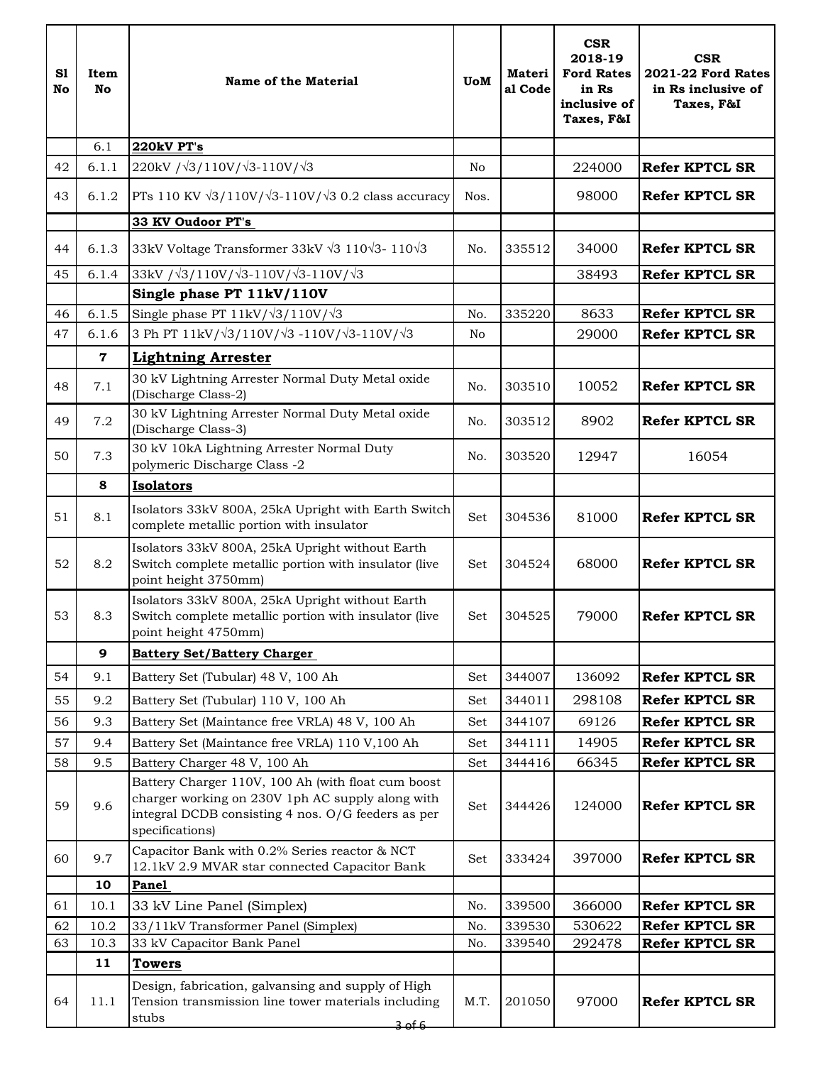| Sl No | Item No | Name of the Material | UoM | Material Code | CSR 2018-19 Ford Rates in Rs inclusive of Taxes, F&I | CSR 2021-22 Ford Rates in Rs inclusive of Taxes, F&I |
|---|---|---|---|---|---|---|
| | 6.1 | **220kV PT's** | | | | |
| 42 | 6.1.1 | 220kV /√3/110V/√3-110V/√3 | No | | 224000 | **Refer KPTCL SR** |
| 43 | 6.1.2 | PTs 110 KV √3/110V/√3-110V/√3 0.2 class accuracy | Nos. | | 98000 | **Refer KPTCL SR** |
| | | **33 KV Oudoor PT's** | | | | |
| 44 | 6.1.3 | 33kV Voltage Transformer 33kV √3 110√3- 110√3 | No. | 335512 | 34000 | **Refer KPTCL SR** |
| 45 | 6.1.4 | 33kV /√3/110V/√3-110V/√3-110V/√3 | | | 38493 | **Refer KPTCL SR** |
| | | **Single phase PT 11kV/110V** | | | | |
| 46 | 6.1.5 | Single phase PT 11kV/√3/110V/√3 | No. | 335220 | 8633 | **Refer KPTCL SR** |
| 47 | 6.1.6 | 3 Ph PT 11kV/√3/110V/√3 -110V/√3-110V/√3 | No | | 29000 | **Refer KPTCL SR** |
| | **7** | **Lightning Arrester** | | | | |
| 48 | 7.1 | 30 kV Lightning Arrester Normal Duty Metal oxide (Discharge Class-2) | No. | 303510 | 10052 | **Refer KPTCL SR** |
| 49 | 7.2 | 30 kV Lightning Arrester Normal Duty Metal oxide (Discharge Class-3) | No. | 303512 | 8902 | **Refer KPTCL SR** |
| 50 | 7.3 | 30 kV 10kA Lightning Arrester Normal Duty polymeric Discharge Class -2 | No. | 303520 | 12947 | 16054 |
| | **8** | **Isolators** | | | | |
| 51 | 8.1 | Isolators 33kV 800A, 25kA Upright with Earth Switch complete metallic portion with insulator | Set | 304536 | 81000 | **Refer KPTCL SR** |
| 52 | 8.2 | Isolators 33kV 800A, 25kA Upright without Earth Switch complete metallic portion with insulator (live point height 3750mm) | Set | 304524 | 68000 | **Refer KPTCL SR** |
| 53 | 8.3 | Isolators 33kV 800A, 25kA Upright without Earth Switch complete metallic portion with insulator (live point height 4750mm) | Set | 304525 | 79000 | **Refer KPTCL SR** |
| | **9** | **Battery Set/Battery Charger** | | | | |
| 54 | 9.1 | Battery Set (Tubular) 48 V, 100 Ah | Set | 344007 | 136092 | **Refer KPTCL SR** |
| 55 | 9.2 | Battery Set (Tubular) 110 V, 100 Ah | Set | 344011 | 298108 | **Refer KPTCL SR** |
| 56 | 9.3 | Battery Set (Maintance free VRLA) 48 V, 100 Ah | Set | 344107 | 69126 | **Refer KPTCL SR** |
| 57 | 9.4 | Battery Set (Maintance free VRLA) 110 V,100 Ah | Set | 344111 | 14905 | **Refer KPTCL SR** |
| 58 | 9.5 | Battery Charger 48 V, 100 Ah | Set | 344416 | 66345 | **Refer KPTCL SR** |
| 59 | 9.6 | Battery Charger 110V, 100 Ah (with float cum boost charger working on 230V 1ph AC supply along with integral DCDB consisting 4 nos. O/G feeders as per specifications) | Set | 344426 | 124000 | **Refer KPTCL SR** |
| 60 | 9.7 | Capacitor Bank with 0.2% Series reactor & NCT 12.1kV 2.9 MVAR star connected Capacitor Bank | Set | 333424 | 397000 | **Refer KPTCL SR** |
| | **10** | **Panel** | | | | |
| 61 | 10.1 | 33 kV Line Panel (Simplex) | No. | 339500 | 366000 | **Refer KPTCL SR** |
| 62 | 10.2 | 33/11kV Transformer Panel (Simplex) | No. | 339530 | 530622 | **Refer KPTCL SR** |
| 63 | 10.3 | 33 kV Capacitor Bank Panel | No. | 339540 | 292478 | **Refer KPTCL SR** |
| | **11** | **Towers** | | | | |
| 64 | 11.1 | Design, fabrication, galvansing and supply of High Tension transmission line tower materials including stubs | M.T. | 201050 | 97000 | **Refer KPTCL SR** |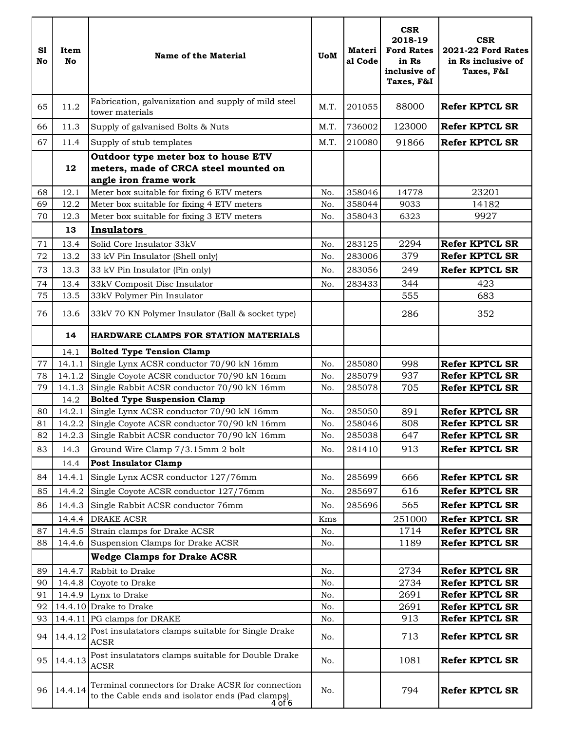| Sl No | Item No | Name of the Material | UoM | Material Code | CSR 2018-19 Ford Rates in Rs inclusive of Taxes, F&I | CSR 2021-22 Ford Rates in Rs inclusive of Taxes, F&I |
|---|---|---|---|---|---|---|
| 65 | 11.2 | Fabrication, galvanization and supply of mild steel tower materials | M.T. | 201055 | 88000 | **Refer KPTCL SR** |
| 66 | 11.3 | Supply of galvanised Bolts & Nuts | M.T. | 736002 | 123000 | **Refer KPTCL SR** |
| 67 | 11.4 | Supply of stub templates | M.T. | 210080 | 91866 | **Refer KPTCL SR** |
| | **12** | **Outdoor type meter box to house ETV meters, made of CRCA steel mounted on angle iron frame work** | | | | |
| 68 | 12.1 | Meter box suitable for fixing 6 ETV meters | No. | 358046 | 14778 | 23201 |
| 69 | 12.2 | Meter box suitable for fixing 4 ETV meters | No. | 358044 | 9033 | 14182 |
| 70 | 12.3 | Meter box suitable for fixing 3 ETV meters | No. | 358043 | 6323 | 9927 |
| | **13** | **Insulators** | | | | |
| 71 | 13.4 | Solid Core Insulator 33kV | No. | 283125 | 2294 | **Refer KPTCL SR** |
| 72 | 13.2 | 33 kV Pin Insulator (Shell only) | No. | 283006 | 379 | **Refer KPTCL SR** |
| 73 | 13.3 | 33 kV Pin Insulator (Pin only) | No. | 283056 | 249 | **Refer KPTCL SR** |
| 74 | 13.4 | 33kV Composit Disc Insulator | No. | 283433 | 344 | 423 |
| 75 | 13.5 | 33kV Polymer Pin Insulator | | | 555 | 683 |
| 76 | 13.6 | 33kV 70 KN Polymer Insulator (Ball & socket type) | | | 286 | 352 |
| | **14** | **HARDWARE CLAMPS FOR STATION MATERIALS** | | | | |
| | 14.1 | **Bolted Type Tension Clamp** | | | | |
| 77 | 14.1.1 | Single Lynx ACSR conductor 70/90 kN 16mm | No. | 285080 | 998 | **Refer KPTCL SR** |
| 78 | 14.1.2 | Single Coyote ACSR conductor 70/90 kN 16mm | No. | 285079 | 937 | **Refer KPTCL SR** |
| 79 | 14.1.3 | Single Rabbit ACSR conductor 70/90 kN 16mm | No. | 285078 | 705 | **Refer KPTCL SR** |
| | 14.2 | **Bolted Type Suspension Clamp** | | | | |
| 80 | 14.2.1 | Single Lynx ACSR conductor 70/90 kN 16mm | No. | 285050 | 891 | **Refer KPTCL SR** |
| 81 | 14.2.2 | Single Coyote ACSR conductor 70/90 kN 16mm | No. | 258046 | 808 | **Refer KPTCL SR** |
| 82 | 14.2.3 | Single Rabbit ACSR conductor 70/90 kN 16mm | No. | 285038 | 647 | **Refer KPTCL SR** |
| 83 | 14.3 | Ground Wire Clamp 7/3.15mm 2 bolt | No. | 281410 | 913 | **Refer KPTCL SR** |
| | 14.4 | **Post Insulator Clamp** | | | | |
| 84 | 14.4.1 | Single Lynx ACSR conductor 127/76mm | No. | 285699 | 666 | **Refer KPTCL SR** |
| 85 | 14.4.2 | Single Coyote ACSR conductor 127/76mm | No. | 285697 | 616 | **Refer KPTCL SR** |
| 86 | 14.4.3 | Single Rabbit ACSR conductor 76mm | No. | 285696 | 565 | **Refer KPTCL SR** |
| | 14.4.4 | DRAKE ACSR | Kms | | 251000 | **Refer KPTCL SR** |
| 87 | 14.4.5 | Strain clamps for Drake ACSR | No. | | 1714 | **Refer KPTCL SR** |
| 88 | 14.4.6 | Suspension Clamps for Drake ACSR | No. | | 1189 | **Refer KPTCL SR** |
| | | **Wedge Clamps for Drake ACSR** | | | | |
| 89 | 14.4.7 | Rabbit to Drake | No. | | 2734 | **Refer KPTCL SR** |
| 90 | 14.4.8 | Coyote to Drake | No. | | 2734 | **Refer KPTCL SR** |
| 91 | 14.4.9 | Lynx to Drake | No. | | 2691 | **Refer KPTCL SR** |
| 92 | 14.4.10 | Drake to Drake | No. | | 2691 | **Refer KPTCL SR** |
| 93 | 14.4.11 | PG clamps for DRAKE | No. | | 913 | **Refer KPTCL SR** |
| 94 | 14.4.12 | Post insulatators clamps suitable for Single Drake ACSR | No. | | 713 | **Refer KPTCL SR** |
| 95 | 14.4.13 | Post insulatators clamps suitable for Double Drake ACSR | No. | | 1081 | **Refer KPTCL SR** |
| 96 | 14.4.14 | Terminal connectors for Drake ACSR for connection to the Cable ends and isolator ends (Pad clamps) | No. | | 794 | **Refer KPTCL SR** |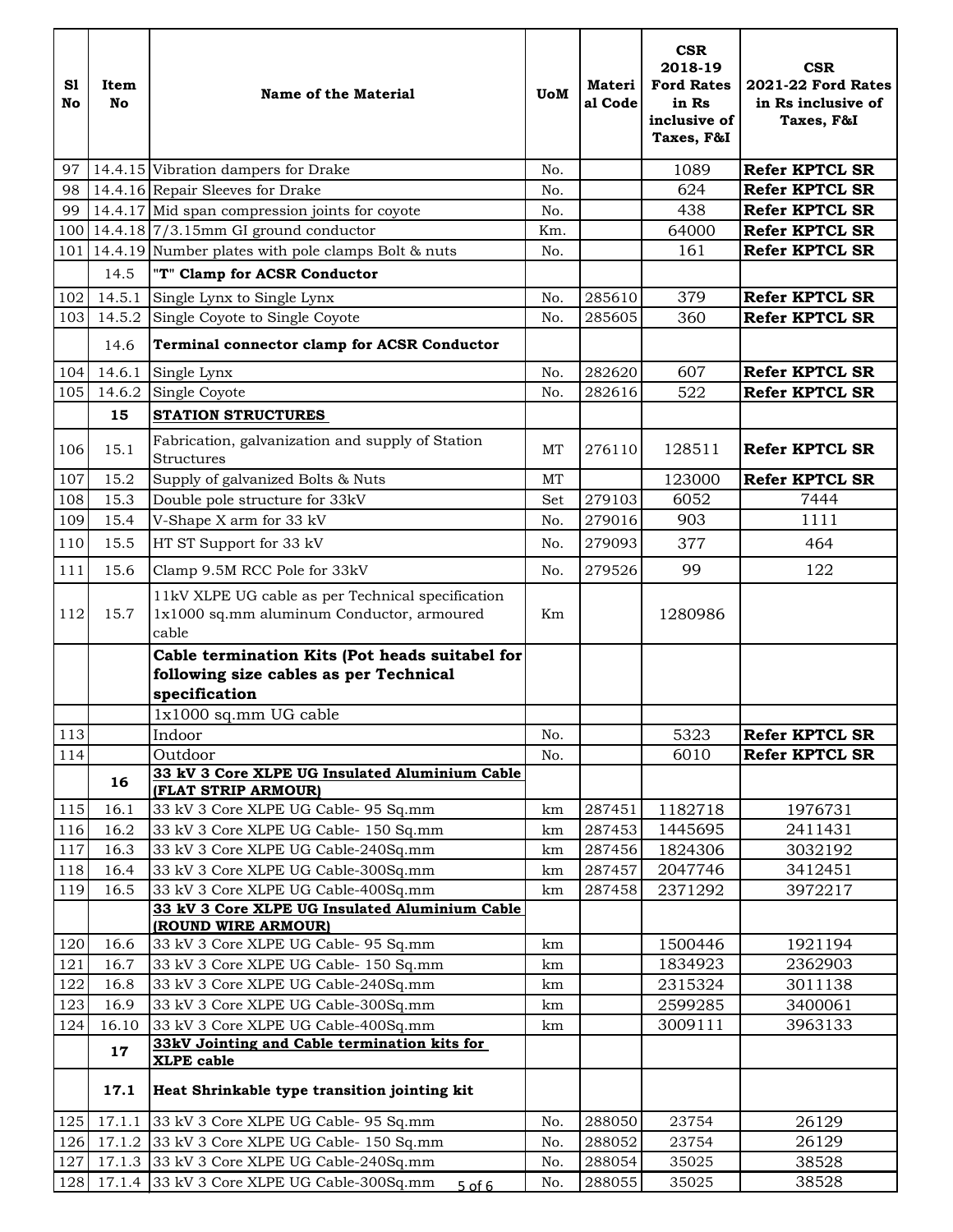| Sl No | Item No | Name of the Material | UoM | Material Code | CSR 2018-19 Ford Rates in Rs inclusive of Taxes, F&I | CSR 2021-22 Ford Rates in Rs inclusive of Taxes, F&I |
|---|---|---|---|---|---|---|
| 97 | 14.4.15 | Vibration dampers for Drake | No. | | 1089 | **Refer KPTCL SR** |
| 98 | 14.4.16 | Repair Sleeves for Drake | No. | | 624 | **Refer KPTCL SR** |
| 99 | 14.4.17 | Mid span compression joints for coyote | No. | | 438 | **Refer KPTCL SR** |
| 100 | 14.4.18 | 7/3.15mm GI ground conductor | Km. | | 64000 | **Refer KPTCL SR** |
| 101 | 14.4.19 | Number plates with pole clamps Bolt & nuts | No. | | 161 | **Refer KPTCL SR** |
| | 14.5 | **"T" Clamp for ACSR Conductor** | | | | |
| 102 | 14.5.1 | Single Lynx to Single Lynx | No. | 285610 | 379 | **Refer KPTCL SR** |
| 103 | 14.5.2 | Single Coyote to Single Coyote | No. | 285605 | 360 | **Refer KPTCL SR** |
| | 14.6 | **Terminal connector clamp for ACSR Conductor** | | | | |
| 104 | 14.6.1 | Single Lynx | No. | 282620 | 607 | **Refer KPTCL SR** |
| 105 | 14.6.2 | Single Coyote | No. | 282616 | 522 | **Refer KPTCL SR** |
| | **15** | **STATION STRUCTURES** | | | | |
| 106 | 15.1 | Fabrication, galvanization and supply of Station Structures | MT | 276110 | 128511 | **Refer KPTCL SR** |
| 107 | 15.2 | Supply of galvanized Bolts & Nuts | MT | | 123000 | **Refer KPTCL SR** |
| 108 | 15.3 | Double pole structure for 33kV | Set | 279103 | 6052 | 7444 |
| 109 | 15.4 | V-Shape X arm for 33 kV | No. | 279016 | 903 | 1111 |
| 110 | 15.5 | HT ST Support for 33 kV | No. | 279093 | 377 | 464 |
| 111 | 15.6 | Clamp 9.5M RCC Pole for 33kV | No. | 279526 | 99 | 122 |
| 112 | 15.7 | 11kV XLPE UG cable as per Technical specification 1x1000 sq.mm aluminum Conductor, armoured cable | Km | | 1280986 | |
| | | **Cable termination Kits (Pot heads suitabel for following size cables as per Technical specification** | | | | |
| | | 1x1000 sq.mm UG cable | | | | |
| 113 | | Indoor | No. | | 5323 | **Refer KPTCL SR** |
| 114 | | Outdoor | No. | | 6010 | **Refer KPTCL SR** |
| | **16** | **33 kV 3 Core XLPE UG Insulated Aluminium Cable (FLAT STRIP ARMOUR)** | | | | |
| 115 | 16.1 | 33 kV 3 Core XLPE UG Cable- 95 Sq.mm | km | 287451 | 1182718 | 1976731 |
| 116 | 16.2 | 33 kV 3 Core XLPE UG Cable- 150 Sq.mm | km | 287453 | 1445695 | 2411431 |
| 117 | 16.3 | 33 kV 3 Core XLPE UG Cable-240Sq.mm | km | 287456 | 1824306 | 3032192 |
| 118 | 16.4 | 33 kV 3 Core XLPE UG Cable-300Sq.mm | km | 287457 | 2047746 | 3412451 |
| 119 | 16.5 | 33 kV 3 Core XLPE UG Cable-400Sq.mm | km | 287458 | 2371292 | 3972217 |
| | | **33 kV 3 Core XLPE UG Insulated Aluminium Cable (ROUND WIRE ARMOUR)** | | | | |
| 120 | 16.6 | 33 kV 3 Core XLPE UG Cable- 95 Sq.mm | km | | 1500446 | 1921194 |
| 121 | 16.7 | 33 kV 3 Core XLPE UG Cable- 150 Sq.mm | km | | 1834923 | 2362903 |
| 122 | 16.8 | 33 kV 3 Core XLPE UG Cable-240Sq.mm | km | | 2315324 | 3011138 |
| 123 | 16.9 | 33 kV 3 Core XLPE UG Cable-300Sq.mm | km | | 2599285 | 3400061 |
| 124 | 16.10 | 33 kV 3 Core XLPE UG Cable-400Sq.mm | km | | 3009111 | 3963133 |
| | **17** | **33kV Jointing and Cable termination kits for XLPE cable** | | | | |
| | **17.1** | **Heat Shrinkable type transition jointing kit** | | | | |
| 125 | 17.1.1 | 33 kV 3 Core XLPE UG Cable- 95 Sq.mm | No. | 288050 | 23754 | 26129 |
| 126 | 17.1.2 | 33 kV 3 Core XLPE UG Cable- 150 Sq.mm | No. | 288052 | 23754 | 26129 |
| 127 | 17.1.3 | 33 kV 3 Core XLPE UG Cable-240Sq.mm | No. | 288054 | 35025 | 38528 |
| 128 | 17.1.4 | 33 kV 3 Core XLPE UG Cable-300Sq.mm | No. | 288055 | 35025 | 38528 |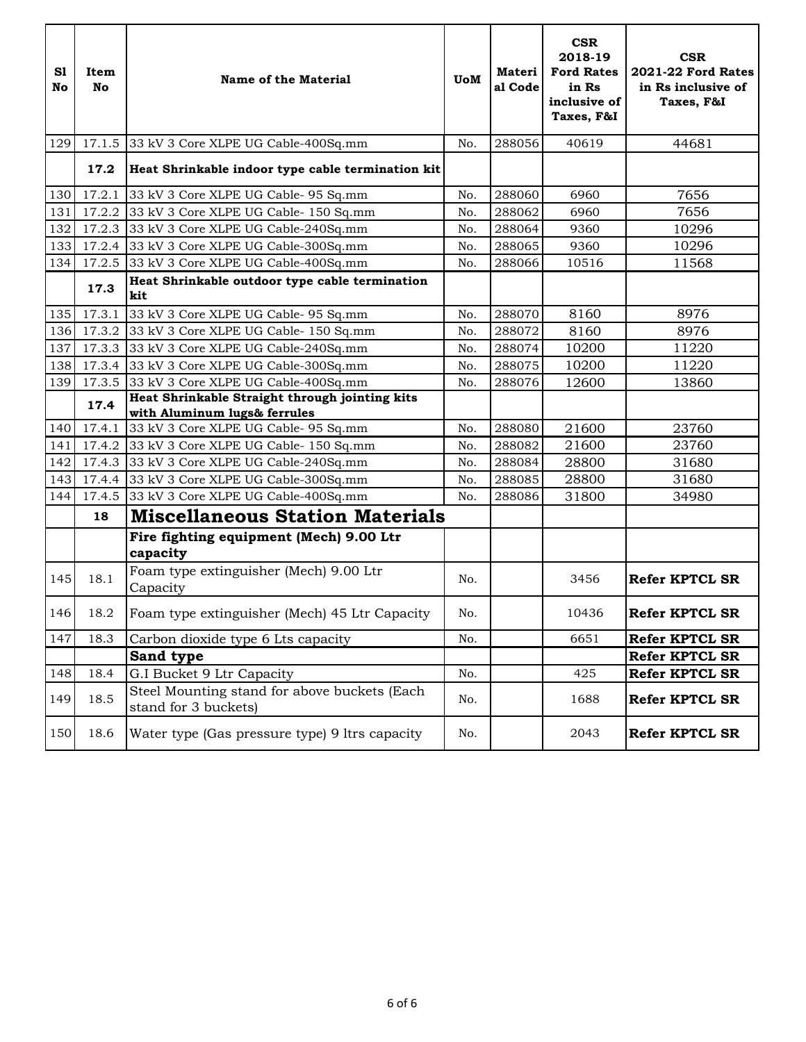| Sl No | Item No | Name of the Material | UoM | Material Code | CSR 2018-19 Ford Rates in Rs inclusive of Taxes, F&I | CSR 2021-22 Ford Rates in Rs inclusive of Taxes, F&I |
|---|---|---|---|---|---|---|
| 129 | 17.1.5 | 33 kV 3 Core XLPE UG Cable-400Sq.mm | No. | 288056 | 40619 | 44681 |
| | **17.2** | **Heat Shrinkable indoor type cable termination kit** | | | | |
| 130 | 17.2.1 | 33 kV 3 Core XLPE UG Cable- 95 Sq.mm | No. | 288060 | 6960 | 7656 |
| 131 | 17.2.2 | 33 kV 3 Core XLPE UG Cable- 150 Sq.mm | No. | 288062 | 6960 | 7656 |
| 132 | 17.2.3 | 33 kV 3 Core XLPE UG Cable-240Sq.mm | No. | 288064 | 9360 | 10296 |
| 133 | 17.2.4 | 33 kV 3 Core XLPE UG Cable-300Sq.mm | No. | 288065 | 9360 | 10296 |
| 134 | 17.2.5 | 33 kV 3 Core XLPE UG Cable-400Sq.mm | No. | 288066 | 10516 | 11568 |
| | **17.3** | **Heat Shrinkable outdoor type cable termination kit** | | | | |
| 135 | 17.3.1 | 33 kV 3 Core XLPE UG Cable- 95 Sq.mm | No. | 288070 | 8160 | 8976 |
| 136 | 17.3.2 | 33 kV 3 Core XLPE UG Cable- 150 Sq.mm | No. | 288072 | 8160 | 8976 |
| 137 | 17.3.3 | 33 kV 3 Core XLPE UG Cable-240Sq.mm | No. | 288074 | 10200 | 11220 |
| 138 | 17.3.4 | 33 kV 3 Core XLPE UG Cable-300Sq.mm | No. | 288075 | 10200 | 11220 |
| 139 | 17.3.5 | 33 kV 3 Core XLPE UG Cable-400Sq.mm | No. | 288076 | 12600 | 13860 |
| | **17.4** | **Heat Shrinkable Straight through jointing kits with Aluminum lugs& ferrules** | | | | |
| 140 | 17.4.1 | 33 kV 3 Core XLPE UG Cable- 95 Sq.mm | No. | 288080 | 21600 | 23760 |
| 141 | 17.4.2 | 33 kV 3 Core XLPE UG Cable- 150 Sq.mm | No. | 288082 | 21600 | 23760 |
| 142 | 17.4.3 | 33 kV 3 Core XLPE UG Cable-240Sq.mm | No. | 288084 | 28800 | 31680 |
| 143 | 17.4.4 | 33 kV 3 Core XLPE UG Cable-300Sq.mm | No. | 288085 | 28800 | 31680 |
| 144 | 17.4.5 | 33 kV 3 Core XLPE UG Cable-400Sq.mm | No. | 288086 | 31800 | 34980 |
| | **18** | **Miscellaneous Station Materials** | | | | |
| | | **Fire fighting equipment (Mech) 9.00 Ltr capacity** | | | | |
| 145 | 18.1 | Foam type extinguisher (Mech) 9.00 Ltr Capacity | No. | | 3456 | **Refer KPTCL SR** |
| 146 | 18.2 | Foam type extinguisher (Mech) 45 Ltr Capacity | No. | | 10436 | **Refer KPTCL SR** |
| 147 | 18.3 | Carbon dioxide type 6 Lts capacity | No. | | 6651 | **Refer KPTCL SR** |
| | | **Sand type** | | | | **Refer KPTCL SR** |
| 148 | 18.4 | G.I Bucket 9 Ltr Capacity | No. | | 425 | **Refer KPTCL SR** |
| 149 | 18.5 | Steel Mounting stand for above buckets (Each stand for 3 buckets) | No. | | 1688 | **Refer KPTCL SR** |
| 150 | 18.6 | Water type (Gas pressure type) 9 ltrs capacity | No. | | 2043 | **Refer KPTCL SR** |